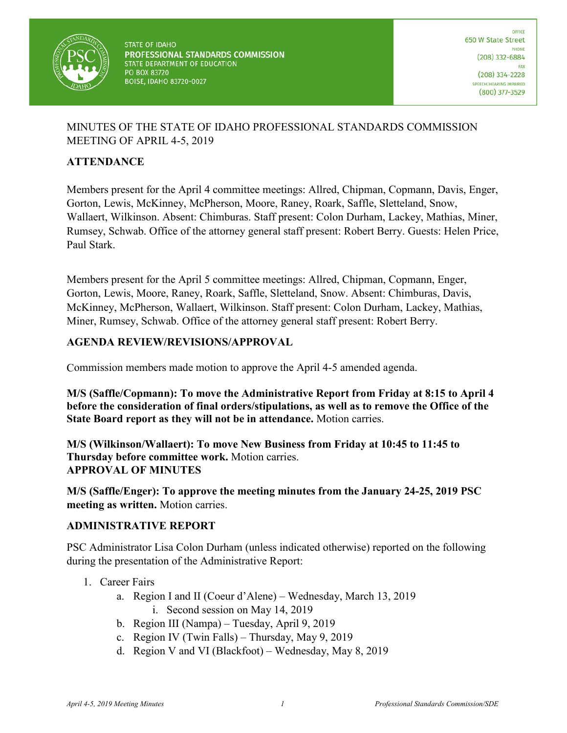STATE OF IDAHO
**PROFESSIONAL STANDARDS COMMISSION**
STATE DEPARTMENT OF EDUCATION
PO BOX 83720
BOISE, IDAHO 83720-0027

OFFICE
650 W State Street
PHONE
(208) 332-6884
FAX
(208) 334-2228
SPEECH/HEARING IMPAIRED
(800) 377-3529

MINUTES OF THE STATE OF IDAHO PROFESSIONAL STANDARDS COMMISSION MEETING OF APRIL 4-5, 2019

## ATTENDANCE

Members present for the April 4 committee meetings: Allred, Chipman, Copmann, Davis, Enger, Gorton, Lewis, McKinney, McPherson, Moore, Raney, Roark, Saffle, Sletteland, Snow, Wallaert, Wilkinson. Absent: Chimburas. Staff present: Colon Durham, Lackey, Mathias, Miner, Rumsey, Schwab. Office of the attorney general staff present: Robert Berry. Guests: Helen Price, Paul Stark.

Members present for the April 5 committee meetings: Allred, Chipman, Copmann, Enger, Gorton, Lewis, Moore, Raney, Roark, Saffle, Sletteland, Snow. Absent: Chimburas, Davis, McKinney, McPherson, Wallaert, Wilkinson. Staff present: Colon Durham, Lackey, Mathias, Miner, Rumsey, Schwab. Office of the attorney general staff present: Robert Berry.

## AGENDA REVIEW/REVISIONS/APPROVAL

Commission members made motion to approve the April 4-5 amended agenda.

**M/S (Saffle/Copmann): To move the Administrative Report from Friday at 8:15 to April 4 before the consideration of final orders/stipulations, as well as to remove the Office of the State Board report as they will not be in attendance.** Motion carries.

**M/S (Wilkinson/Wallaert): To move New Business from Friday at 10:45 to 11:45 to Thursday before committee work.** Motion carries.

## APPROVAL OF MINUTES

**M/S (Saffle/Enger): To approve the meeting minutes from the January 24-25, 2019 PSC meeting as written.** Motion carries.

## ADMINISTRATIVE REPORT

PSC Administrator Lisa Colon Durham (unless indicated otherwise) reported on the following during the presentation of the Administrative Report:

1. Career Fairs
   a. Region I and II (Coeur d'Alene) – Wednesday, March 13, 2019
      i. Second session on May 14, 2019
   b. Region III (Nampa) – Tuesday, April 9, 2019
   c. Region IV (Twin Falls) – Thursday, May 9, 2019
   d. Region V and VI (Blackfoot) – Wednesday, May 8, 2019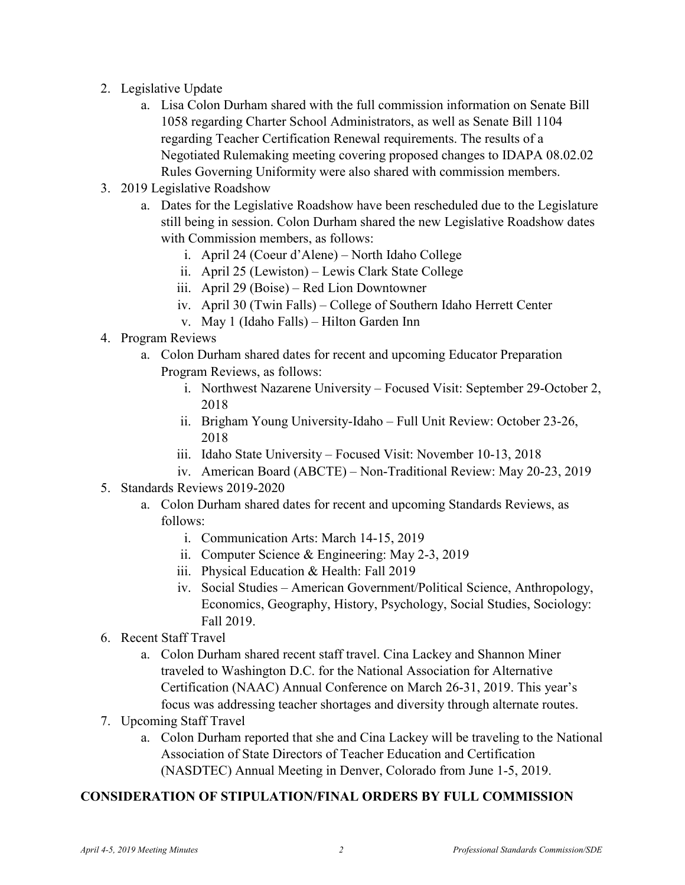2. Legislative Update
   a. Lisa Colon Durham shared with the full commission information on Senate Bill 1058 regarding Charter School Administrators, as well as Senate Bill 1104 regarding Teacher Certification Renewal requirements. The results of a Negotiated Rulemaking meeting covering proposed changes to IDAPA 08.02.02 Rules Governing Uniformity were also shared with commission members.
3. 2019 Legislative Roadshow
   a. Dates for the Legislative Roadshow have been rescheduled due to the Legislature still being in session. Colon Durham shared the new Legislative Roadshow dates with Commission members, as follows:
      i. April 24 (Coeur d'Alene) – North Idaho College
      ii. April 25 (Lewiston) – Lewis Clark State College
      iii. April 29 (Boise) – Red Lion Downtowner
      iv. April 30 (Twin Falls) – College of Southern Idaho Herrett Center
      v. May 1 (Idaho Falls) – Hilton Garden Inn
4. Program Reviews
   a. Colon Durham shared dates for recent and upcoming Educator Preparation Program Reviews, as follows:
      i. Northwest Nazarene University – Focused Visit: September 29-October 2, 2018
      ii. Brigham Young University-Idaho – Full Unit Review: October 23-26, 2018
      iii. Idaho State University – Focused Visit: November 10-13, 2018
      iv. American Board (ABCTE) – Non-Traditional Review: May 20-23, 2019
5. Standards Reviews 2019-2020
   a. Colon Durham shared dates for recent and upcoming Standards Reviews, as follows:
      i. Communication Arts: March 14-15, 2019
      ii. Computer Science & Engineering: May 2-3, 2019
      iii. Physical Education & Health: Fall 2019
      iv. Social Studies – American Government/Political Science, Anthropology, Economics, Geography, History, Psychology, Social Studies, Sociology: Fall 2019.
6. Recent Staff Travel
   a. Colon Durham shared recent staff travel. Cina Lackey and Shannon Miner traveled to Washington D.C. for the National Association for Alternative Certification (NAAC) Annual Conference on March 26-31, 2019. This year's focus was addressing teacher shortages and diversity through alternate routes.
7. Upcoming Staff Travel
   a. Colon Durham reported that she and Cina Lackey will be traveling to the National Association of State Directors of Teacher Education and Certification (NASDTEC) Annual Meeting in Denver, Colorado from June 1-5, 2019.

## CONSIDERATION OF STIPULATION/FINAL ORDERS BY FULL COMMISSION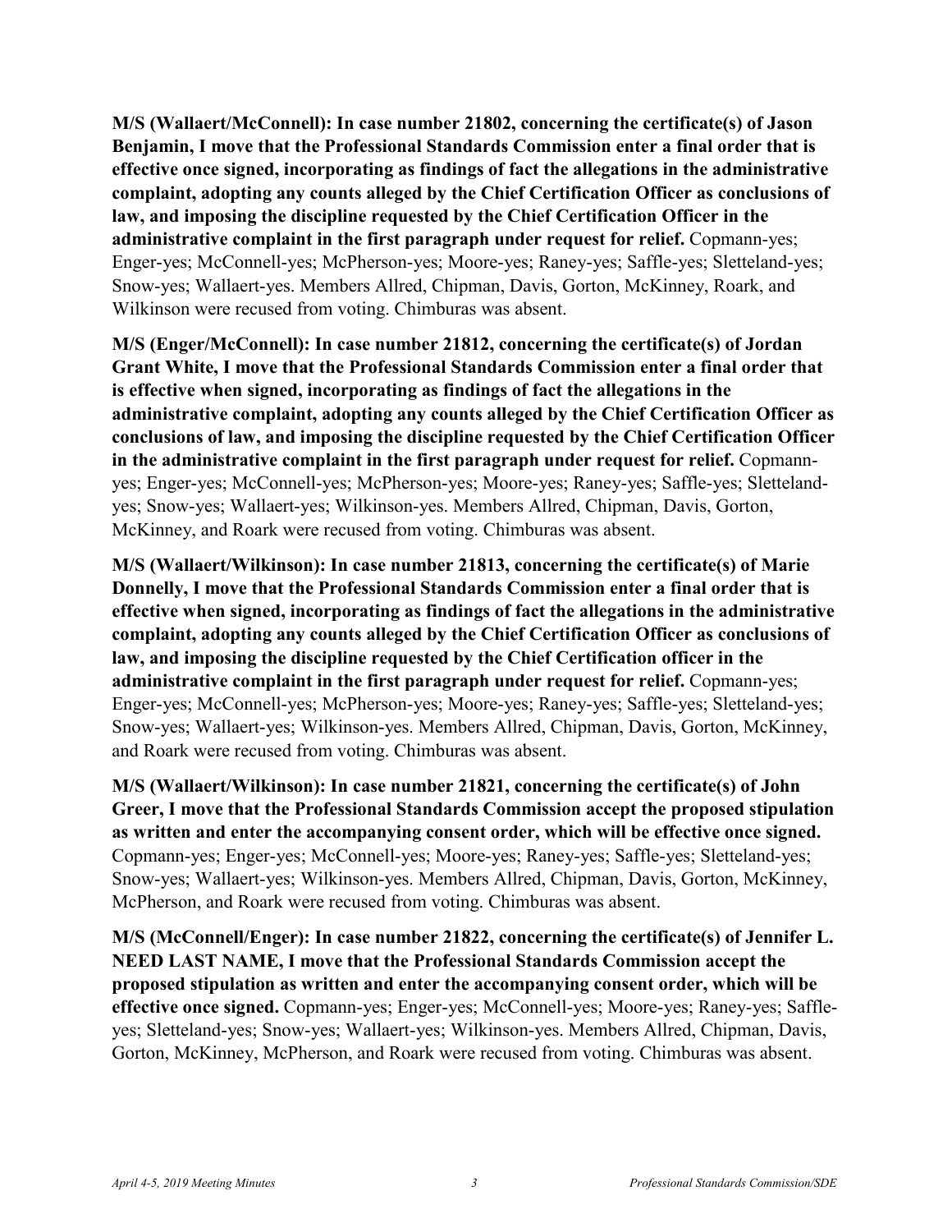**M/S (Wallaert/McConnell): In case number 21802, concerning the certificate(s) of Jason Benjamin, I move that the Professional Standards Commission enter a final order that is effective once signed, incorporating as findings of fact the allegations in the administrative complaint, adopting any counts alleged by the Chief Certification Officer as conclusions of law, and imposing the discipline requested by the Chief Certification Officer in the administrative complaint in the first paragraph under request for relief.** Copmann-yes; Enger-yes; McConnell-yes; McPherson-yes; Moore-yes; Raney-yes; Saffle-yes; Sletteland-yes; Snow-yes; Wallaert-yes. Members Allred, Chipman, Davis, Gorton, McKinney, Roark, and Wilkinson were recused from voting. Chimburas was absent.

**M/S (Enger/McConnell): In case number 21812, concerning the certificate(s) of Jordan Grant White, I move that the Professional Standards Commission enter a final order that is effective when signed, incorporating as findings of fact the allegations in the administrative complaint, adopting any counts alleged by the Chief Certification Officer as conclusions of law, and imposing the discipline requested by the Chief Certification Officer in the administrative complaint in the first paragraph under request for relief.** Copmann-yes; Enger-yes; McConnell-yes; McPherson-yes; Moore-yes; Raney-yes; Saffle-yes; Sletteland-yes; Snow-yes; Wallaert-yes; Wilkinson-yes. Members Allred, Chipman, Davis, Gorton, McKinney, and Roark were recused from voting. Chimburas was absent.

**M/S (Wallaert/Wilkinson): In case number 21813, concerning the certificate(s) of Marie Donnelly, I move that the Professional Standards Commission enter a final order that is effective when signed, incorporating as findings of fact the allegations in the administrative complaint, adopting any counts alleged by the Chief Certification Officer as conclusions of law, and imposing the discipline requested by the Chief Certification officer in the administrative complaint in the first paragraph under request for relief.** Copmann-yes; Enger-yes; McConnell-yes; McPherson-yes; Moore-yes; Raney-yes; Saffle-yes; Sletteland-yes; Snow-yes; Wallaert-yes; Wilkinson-yes. Members Allred, Chipman, Davis, Gorton, McKinney, and Roark were recused from voting. Chimburas was absent.

**M/S (Wallaert/Wilkinson): In case number 21821, concerning the certificate(s) of John Greer, I move that the Professional Standards Commission accept the proposed stipulation as written and enter the accompanying consent order, which will be effective once signed.** Copmann-yes; Enger-yes; McConnell-yes; Moore-yes; Raney-yes; Saffle-yes; Sletteland-yes; Snow-yes; Wallaert-yes; Wilkinson-yes. Members Allred, Chipman, Davis, Gorton, McKinney, McPherson, and Roark were recused from voting. Chimburas was absent.

**M/S (McConnell/Enger): In case number 21822, concerning the certificate(s) of Jennifer L. NEED LAST NAME, I move that the Professional Standards Commission accept the proposed stipulation as written and enter the accompanying consent order, which will be effective once signed.** Copmann-yes; Enger-yes; McConnell-yes; Moore-yes; Raney-yes; Saffle-yes; Sletteland-yes; Snow-yes; Wallaert-yes; Wilkinson-yes. Members Allred, Chipman, Davis, Gorton, McKinney, McPherson, and Roark were recused from voting. Chimburas was absent.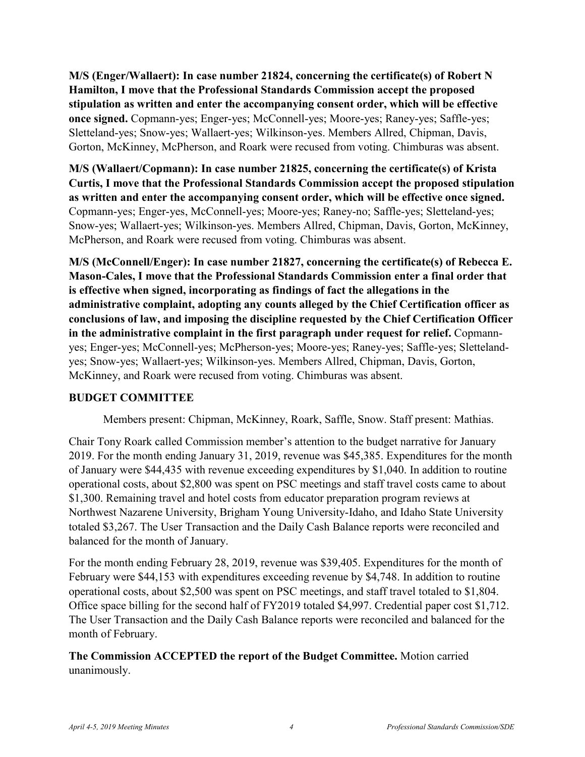**M/S (Enger/Wallaert): In case number 21824, concerning the certificate(s) of Robert N Hamilton, I move that the Professional Standards Commission accept the proposed stipulation as written and enter the accompanying consent order, which will be effective once signed.** Copmann-yes; Enger-yes; McConnell-yes; Moore-yes; Raney-yes; Saffle-yes; Sletteland-yes; Snow-yes; Wallaert-yes; Wilkinson-yes. Members Allred, Chipman, Davis, Gorton, McKinney, McPherson, and Roark were recused from voting. Chimburas was absent.

**M/S (Wallaert/Copmann): In case number 21825, concerning the certificate(s) of Krista Curtis, I move that the Professional Standards Commission accept the proposed stipulation as written and enter the accompanying consent order, which will be effective once signed.** Copmann-yes; Enger-yes, McConnell-yes; Moore-yes; Raney-no; Saffle-yes; Sletteland-yes; Snow-yes; Wallaert-yes; Wilkinson-yes. Members Allred, Chipman, Davis, Gorton, McKinney, McPherson, and Roark were recused from voting. Chimburas was absent.

**M/S (McConnell/Enger): In case number 21827, concerning the certificate(s) of Rebecca E. Mason-Cales, I move that the Professional Standards Commission enter a final order that is effective when signed, incorporating as findings of fact the allegations in the administrative complaint, adopting any counts alleged by the Chief Certification officer as conclusions of law, and imposing the discipline requested by the Chief Certification Officer in the administrative complaint in the first paragraph under request for relief.** Copmann-yes; Enger-yes; McConnell-yes; McPherson-yes; Moore-yes; Raney-yes; Saffle-yes; Sletteland-yes; Snow-yes; Wallaert-yes; Wilkinson-yes. Members Allred, Chipman, Davis, Gorton, McKinney, and Roark were recused from voting. Chimburas was absent.

## BUDGET COMMITTEE

Members present: Chipman, McKinney, Roark, Saffle, Snow. Staff present: Mathias.

Chair Tony Roark called Commission member's attention to the budget narrative for January 2019. For the month ending January 31, 2019, revenue was $45,385. Expenditures for the month of January were $44,435 with revenue exceeding expenditures by $1,040. In addition to routine operational costs, about $2,800 was spent on PSC meetings and staff travel costs came to about $1,300. Remaining travel and hotel costs from educator preparation program reviews at Northwest Nazarene University, Brigham Young University-Idaho, and Idaho State University totaled $3,267. The User Transaction and the Daily Cash Balance reports were reconciled and balanced for the month of January.

For the month ending February 28, 2019, revenue was $39,405. Expenditures for the month of February were $44,153 with expenditures exceeding revenue by $4,748. In addition to routine operational costs, about $2,500 was spent on PSC meetings, and staff travel totaled to $1,804. Office space billing for the second half of FY2019 totaled $4,997. Credential paper cost $1,712. The User Transaction and the Daily Cash Balance reports were reconciled and balanced for the month of February.

**The Commission ACCEPTED the report of the Budget Committee.** Motion carried unanimously.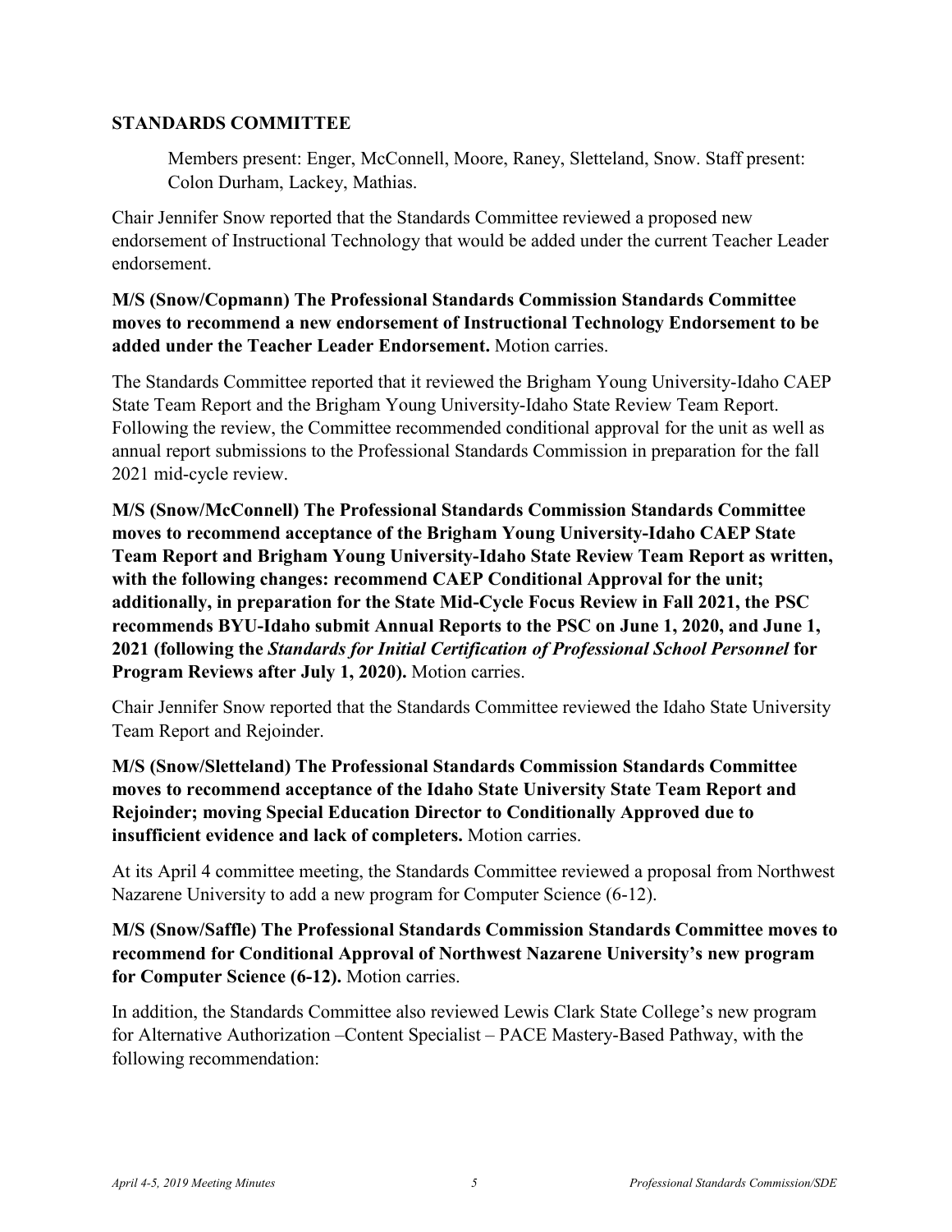**STANDARDS COMMITTEE**

Members present: Enger, McConnell, Moore, Raney, Sletteland, Snow. Staff present: Colon Durham, Lackey, Mathias.

Chair Jennifer Snow reported that the Standards Committee reviewed a proposed new endorsement of Instructional Technology that would be added under the current Teacher Leader endorsement.

**M/S (Snow/Copmann) The Professional Standards Commission Standards Committee moves to recommend a new endorsement of Instructional Technology Endorsement to be added under the Teacher Leader Endorsement.** Motion carries.

The Standards Committee reported that it reviewed the Brigham Young University-Idaho CAEP State Team Report and the Brigham Young University-Idaho State Review Team Report. Following the review, the Committee recommended conditional approval for the unit as well as annual report submissions to the Professional Standards Commission in preparation for the fall 2021 mid-cycle review.

**M/S (Snow/McConnell) The Professional Standards Commission Standards Committee moves to recommend acceptance of the Brigham Young University-Idaho CAEP State Team Report and Brigham Young University-Idaho State Review Team Report as written, with the following changes: recommend CAEP Conditional Approval for the unit; additionally, in preparation for the State Mid-Cycle Focus Review in Fall 2021, the PSC recommends BYU-Idaho submit Annual Reports to the PSC on June 1, 2020, and June 1, 2021 (following the *Standards for Initial Certification of Professional School Personnel* for Program Reviews after July 1, 2020).** Motion carries.

Chair Jennifer Snow reported that the Standards Committee reviewed the Idaho State University Team Report and Rejoinder.

**M/S (Snow/Sletteland) The Professional Standards Commission Standards Committee moves to recommend acceptance of the Idaho State University State Team Report and Rejoinder; moving Special Education Director to Conditionally Approved due to insufficient evidence and lack of completers.** Motion carries.

At its April 4 committee meeting, the Standards Committee reviewed a proposal from Northwest Nazarene University to add a new program for Computer Science (6-12).

**M/S (Snow/Saffle) The Professional Standards Commission Standards Committee moves to recommend for Conditional Approval of Northwest Nazarene University's new program for Computer Science (6-12).** Motion carries.

In addition, the Standards Committee also reviewed Lewis Clark State College's new program for Alternative Authorization –Content Specialist – PACE Mastery-Based Pathway, with the following recommendation: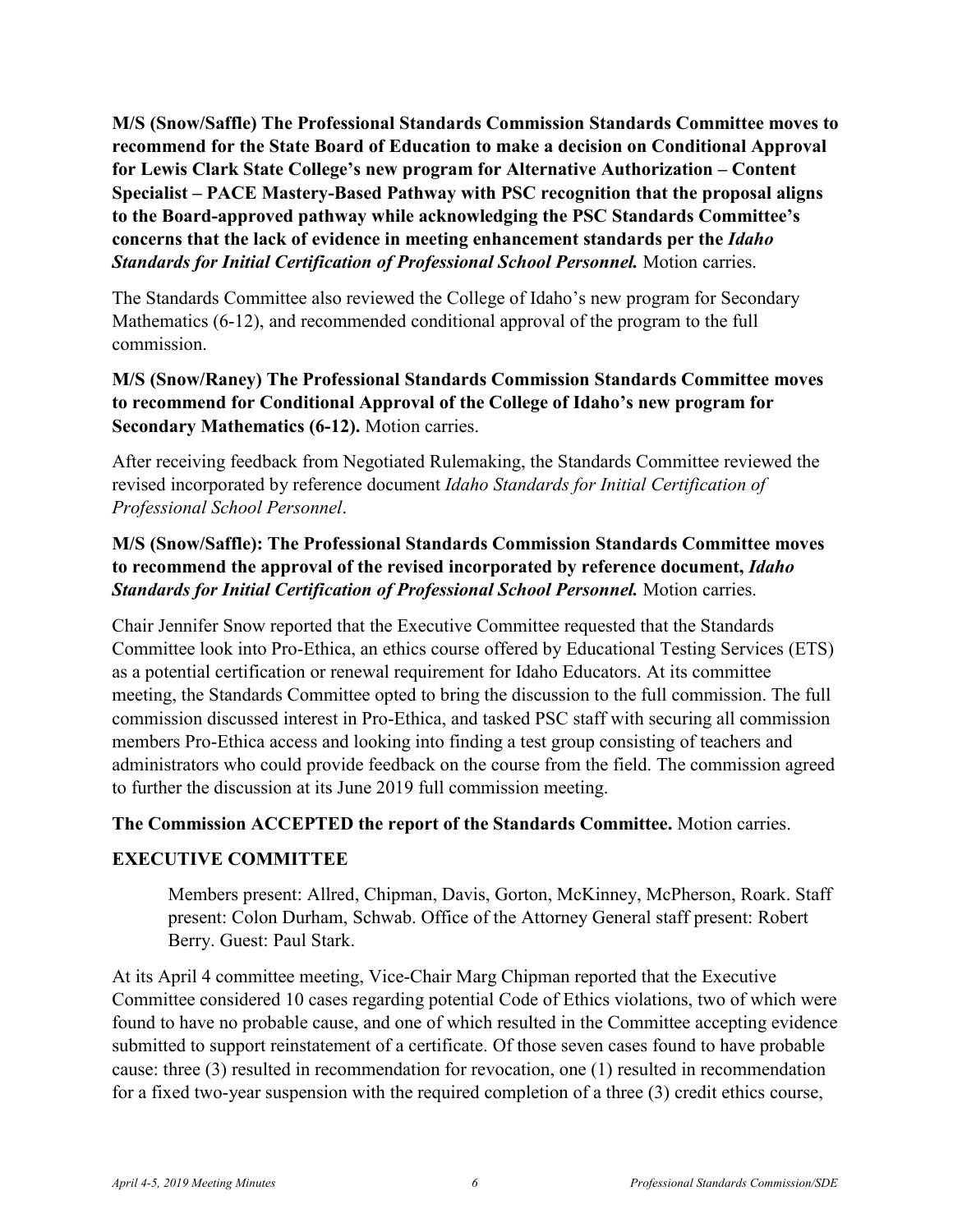**M/S (Snow/Saffle) The Professional Standards Commission Standards Committee moves to recommend for the State Board of Education to make a decision on Conditional Approval for Lewis Clark State College's new program for Alternative Authorization – Content Specialist – PACE Mastery-Based Pathway with PSC recognition that the proposal aligns to the Board-approved pathway while acknowledging the PSC Standards Committee's concerns that the lack of evidence in meeting enhancement standards per the *Idaho Standards for Initial Certification of Professional School Personnel.*** Motion carries.

The Standards Committee also reviewed the College of Idaho's new program for Secondary Mathematics (6-12), and recommended conditional approval of the program to the full commission.

**M/S (Snow/Raney) The Professional Standards Commission Standards Committee moves to recommend for Conditional Approval of the College of Idaho's new program for Secondary Mathematics (6-12).** Motion carries.

After receiving feedback from Negotiated Rulemaking, the Standards Committee reviewed the revised incorporated by reference document *Idaho Standards for Initial Certification of Professional School Personnel*.

**M/S (Snow/Saffle): The Professional Standards Commission Standards Committee moves to recommend the approval of the revised incorporated by reference document, *Idaho Standards for Initial Certification of Professional School Personnel.*** Motion carries.

Chair Jennifer Snow reported that the Executive Committee requested that the Standards Committee look into Pro-Ethica, an ethics course offered by Educational Testing Services (ETS) as a potential certification or renewal requirement for Idaho Educators. At its committee meeting, the Standards Committee opted to bring the discussion to the full commission. The full commission discussed interest in Pro-Ethica, and tasked PSC staff with securing all commission members Pro-Ethica access and looking into finding a test group consisting of teachers and administrators who could provide feedback on the course from the field. The commission agreed to further the discussion at its June 2019 full commission meeting.

**The Commission ACCEPTED the report of the Standards Committee.** Motion carries.

**EXECUTIVE COMMITTEE**

> Members present: Allred, Chipman, Davis, Gorton, McKinney, McPherson, Roark. Staff present: Colon Durham, Schwab. Office of the Attorney General staff present: Robert Berry. Guest: Paul Stark.

At its April 4 committee meeting, Vice-Chair Marg Chipman reported that the Executive Committee considered 10 cases regarding potential Code of Ethics violations, two of which were found to have no probable cause, and one of which resulted in the Committee accepting evidence submitted to support reinstatement of a certificate. Of those seven cases found to have probable cause: three (3) resulted in recommendation for revocation, one (1) resulted in recommendation for a fixed two-year suspension with the required completion of a three (3) credit ethics course,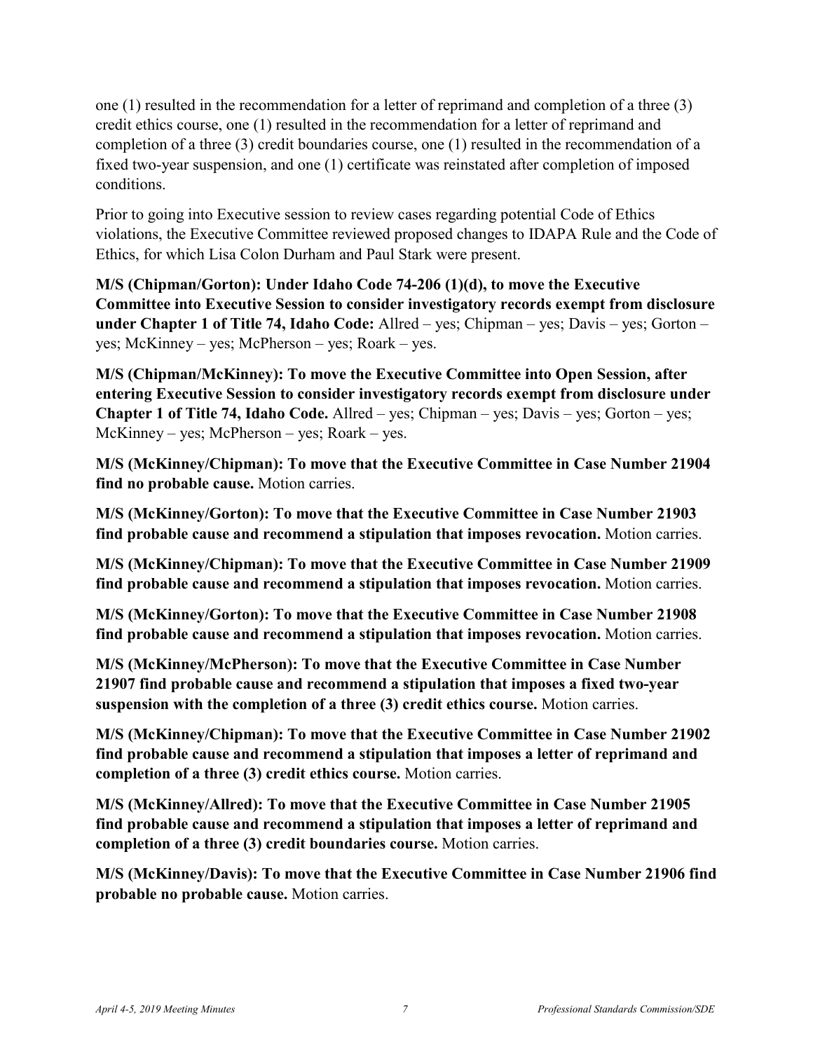one (1) resulted in the recommendation for a letter of reprimand and completion of a three (3) credit ethics course, one (1) resulted in the recommendation for a letter of reprimand and completion of a three (3) credit boundaries course, one (1) resulted in the recommendation of a fixed two-year suspension, and one (1) certificate was reinstated after completion of imposed conditions.

Prior to going into Executive session to review cases regarding potential Code of Ethics violations, the Executive Committee reviewed proposed changes to IDAPA Rule and the Code of Ethics, for which Lisa Colon Durham and Paul Stark were present.

**M/S (Chipman/Gorton): Under Idaho Code 74-206 (1)(d), to move the Executive Committee into Executive Session to consider investigatory records exempt from disclosure under Chapter 1 of Title 74, Idaho Code:** Allred – yes; Chipman – yes; Davis – yes; Gorton – yes; McKinney – yes; McPherson – yes; Roark – yes.

**M/S (Chipman/McKinney): To move the Executive Committee into Open Session, after entering Executive Session to consider investigatory records exempt from disclosure under Chapter 1 of Title 74, Idaho Code.** Allred – yes; Chipman – yes; Davis – yes; Gorton – yes; McKinney – yes; McPherson – yes; Roark – yes.

**M/S (McKinney/Chipman): To move that the Executive Committee in Case Number 21904 find no probable cause.** Motion carries.

**M/S (McKinney/Gorton): To move that the Executive Committee in Case Number 21903 find probable cause and recommend a stipulation that imposes revocation.** Motion carries.

**M/S (McKinney/Chipman): To move that the Executive Committee in Case Number 21909 find probable cause and recommend a stipulation that imposes revocation.** Motion carries.

**M/S (McKinney/Gorton): To move that the Executive Committee in Case Number 21908 find probable cause and recommend a stipulation that imposes revocation.** Motion carries.

**M/S (McKinney/McPherson): To move that the Executive Committee in Case Number 21907 find probable cause and recommend a stipulation that imposes a fixed two-year suspension with the completion of a three (3) credit ethics course.** Motion carries.

**M/S (McKinney/Chipman): To move that the Executive Committee in Case Number 21902 find probable cause and recommend a stipulation that imposes a letter of reprimand and completion of a three (3) credit ethics course.** Motion carries.

**M/S (McKinney/Allred): To move that the Executive Committee in Case Number 21905 find probable cause and recommend a stipulation that imposes a letter of reprimand and completion of a three (3) credit boundaries course.** Motion carries.

**M/S (McKinney/Davis): To move that the Executive Committee in Case Number 21906 find probable no probable cause.** Motion carries.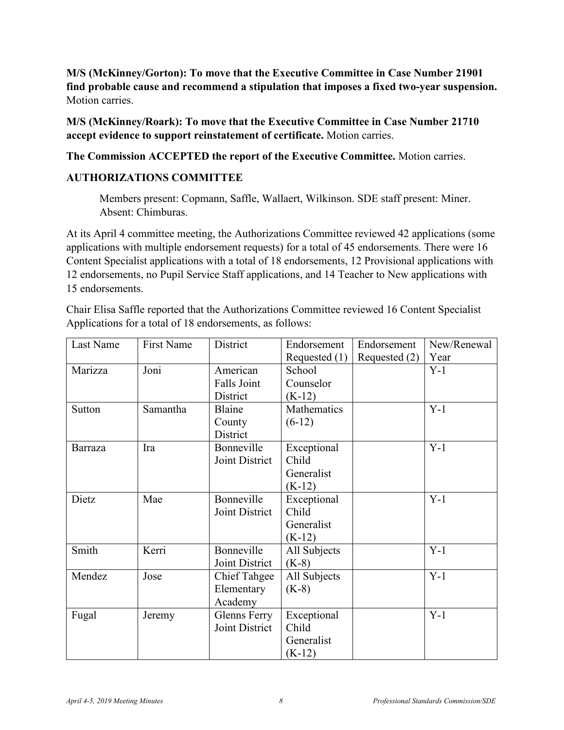**M/S (McKinney/Gorton): To move that the Executive Committee in Case Number 21901 find probable cause and recommend a stipulation that imposes a fixed two-year suspension.** Motion carries.

**M/S (McKinney/Roark): To move that the Executive Committee in Case Number 21710 accept evidence to support reinstatement of certificate.** Motion carries.

**The Commission ACCEPTED the report of the Executive Committee.** Motion carries.

### AUTHORIZATIONS COMMITTEE

Members present: Copmann, Saffle, Wallaert, Wilkinson. SDE staff present: Miner. Absent: Chimburas.

At its April 4 committee meeting, the Authorizations Committee reviewed 42 applications (some applications with multiple endorsement requests) for a total of 45 endorsements. There were 16 Content Specialist applications with a total of 18 endorsements, 12 Provisional applications with 12 endorsements, no Pupil Service Staff applications, and 14 Teacher to New applications with 15 endorsements.

Chair Elisa Saffle reported that the Authorizations Committee reviewed 16 Content Specialist Applications for a total of 18 endorsements, as follows:

| Last Name | First Name | District | Endorsement Requested (1) | Endorsement Requested (2) | New/Renewal Year |
|---|---|---|---|---|---|
| Marizza | Joni | American Falls Joint District | School Counselor (K-12) | | Y-1 |
| Sutton | Samantha | Blaine County District | Mathematics (6-12) | | Y-1 |
| Barraza | Ira | Bonneville Joint District | Exceptional Child Generalist (K-12) | | Y-1 |
| Dietz | Mae | Bonneville Joint District | Exceptional Child Generalist (K-12) | | Y-1 |
| Smith | Kerri | Bonneville Joint District | All Subjects (K-8) | | Y-1 |
| Mendez | Jose | Chief Tahgee Elementary Academy | All Subjects (K-8) | | Y-1 |
| Fugal | Jeremy | Glenns Ferry Joint District | Exceptional Child Generalist (K-12) | | Y-1 |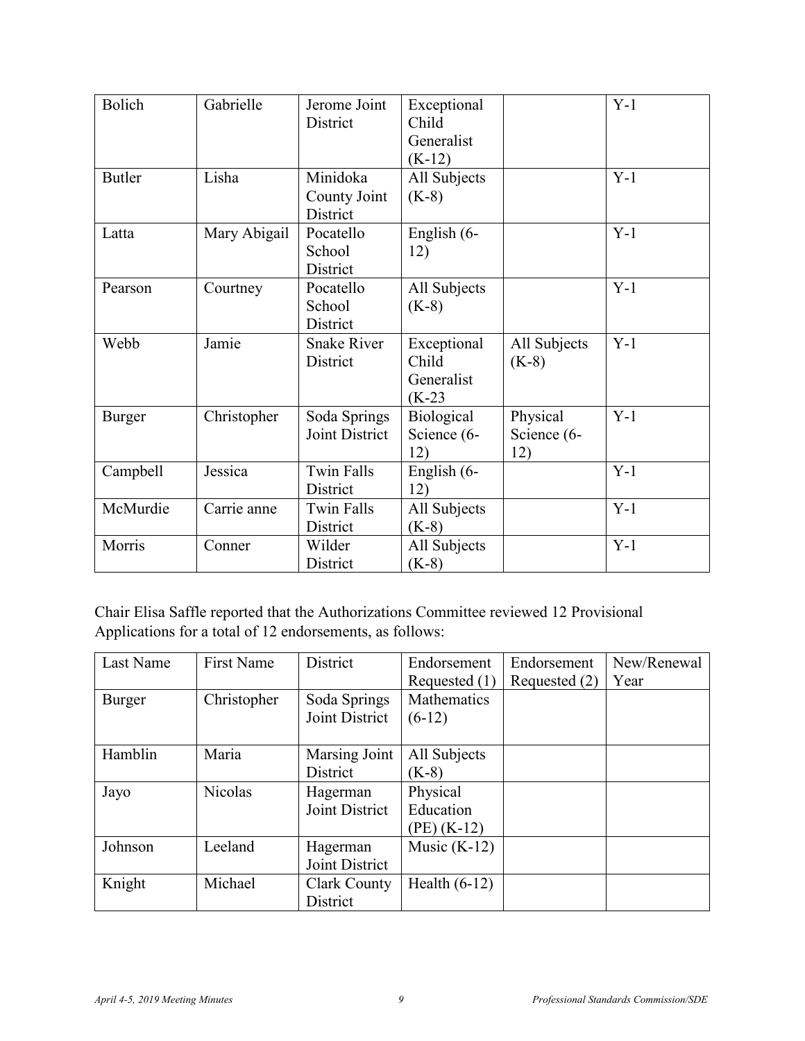| | | | | | |
|---|---|---|---|---|---|
| Bolich | Gabrielle | Jerome Joint District | Exceptional Child Generalist (K-12) | | Y-1 |
| Butler | Lisha | Minidoka County Joint District | All Subjects (K-8) | | Y-1 |
| Latta | Mary Abigail | Pocatello School District | English (6-12) | | Y-1 |
| Pearson | Courtney | Pocatello School District | All Subjects (K-8) | | Y-1 |
| Webb | Jamie | Snake River District | Exceptional Child Generalist (K-23 | All Subjects (K-8) | Y-1 |
| Burger | Christopher | Soda Springs Joint District | Biological Science (6-12) | Physical Science (6-12) | Y-1 |
| Campbell | Jessica | Twin Falls District | English (6-12) | | Y-1 |
| McMurdie | Carrie anne | Twin Falls District | All Subjects (K-8) | | Y-1 |
| Morris | Conner | Wilder District | All Subjects (K-8) | | Y-1 |

Chair Elisa Saffle reported that the Authorizations Committee reviewed 12 Provisional Applications for a total of 12 endorsements, as follows:

| Last Name | First Name | District | Endorsement Requested (1) | Endorsement Requested (2) | New/Renewal Year |
|---|---|---|---|---|---|
| Burger | Christopher | Soda Springs Joint District | Mathematics (6-12) | | |
| Hamblin | Maria | Marsing Joint District | All Subjects (K-8) | | |
| Jayo | Nicolas | Hagerman Joint District | Physical Education (PE) (K-12) | | |
| Johnson | Leeland | Hagerman Joint District | Music (K-12) | | |
| Knight | Michael | Clark County District | Health (6-12) | | |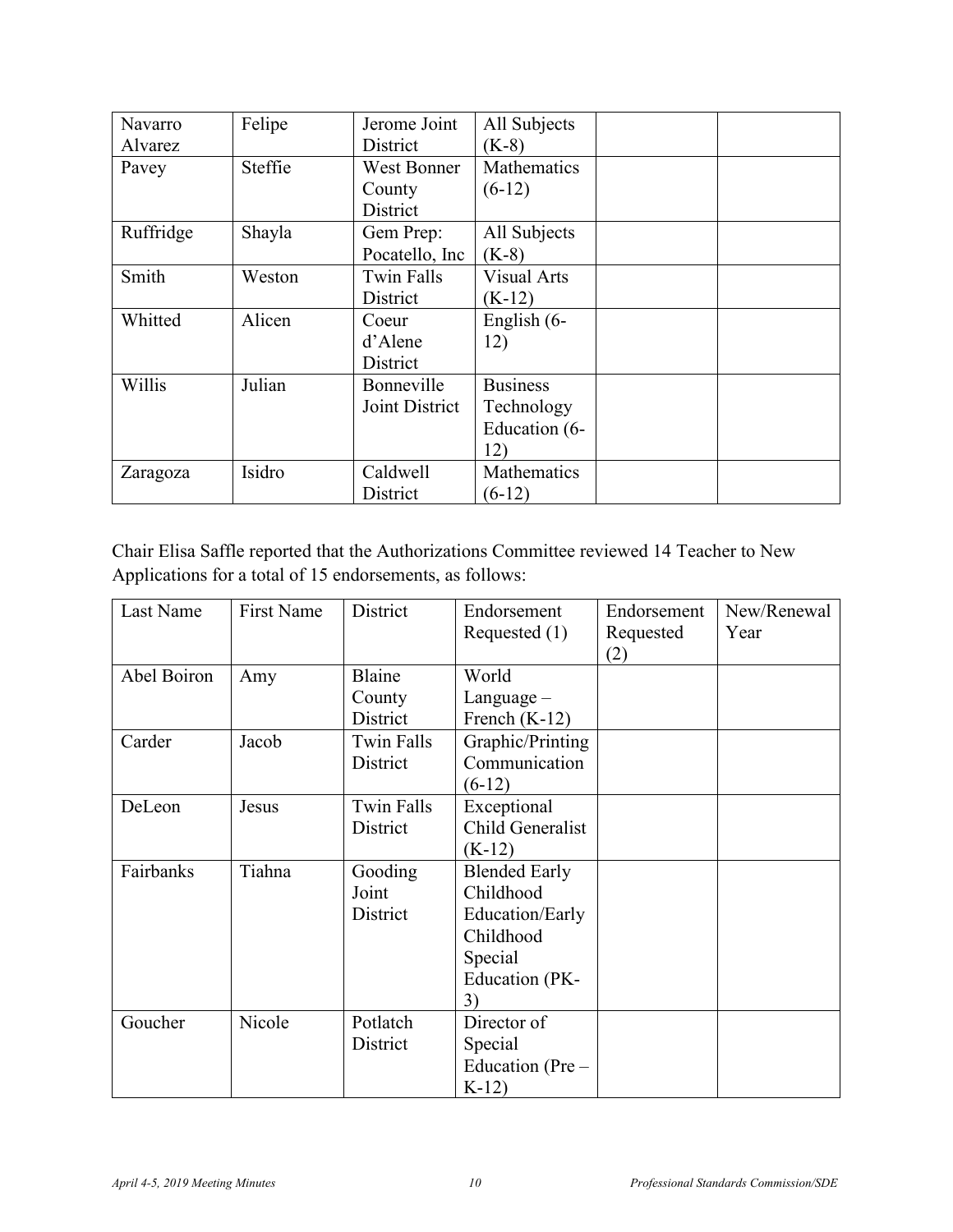| | | | | | |
|---|---|---|---|---|---|
| Navarro Alvarez | Felipe | Jerome Joint District | All Subjects (K-8) | | |
| Pavey | Steffie | West Bonner County District | Mathematics (6-12) | | |
| Ruffridge | Shayla | Gem Prep: Pocatello, Inc | All Subjects (K-8) | | |
| Smith | Weston | Twin Falls District | Visual Arts (K-12) | | |
| Whitted | Alicen | Coeur d'Alene District | English (6-12) | | |
| Willis | Julian | Bonneville Joint District | Business Technology Education (6-12) | | |
| Zaragoza | Isidro | Caldwell District | Mathematics (6-12) | | |

Chair Elisa Saffle reported that the Authorizations Committee reviewed 14 Teacher to New Applications for a total of 15 endorsements, as follows:

| Last Name | First Name | District | Endorsement Requested (1) | Endorsement Requested (2) | New/Renewal Year |
|---|---|---|---|---|---|
| Abel Boiron | Amy | Blaine County District | World Language – French (K-12) | | |
| Carder | Jacob | Twin Falls District | Graphic/Printing Communication (6-12) | | |
| DeLeon | Jesus | Twin Falls District | Exceptional Child Generalist (K-12) | | |
| Fairbanks | Tiahna | Gooding Joint District | Blended Early Childhood Education/Early Childhood Special Education (PK-3) | | |
| Goucher | Nicole | Potlatch District | Director of Special Education (Pre – K-12) | | |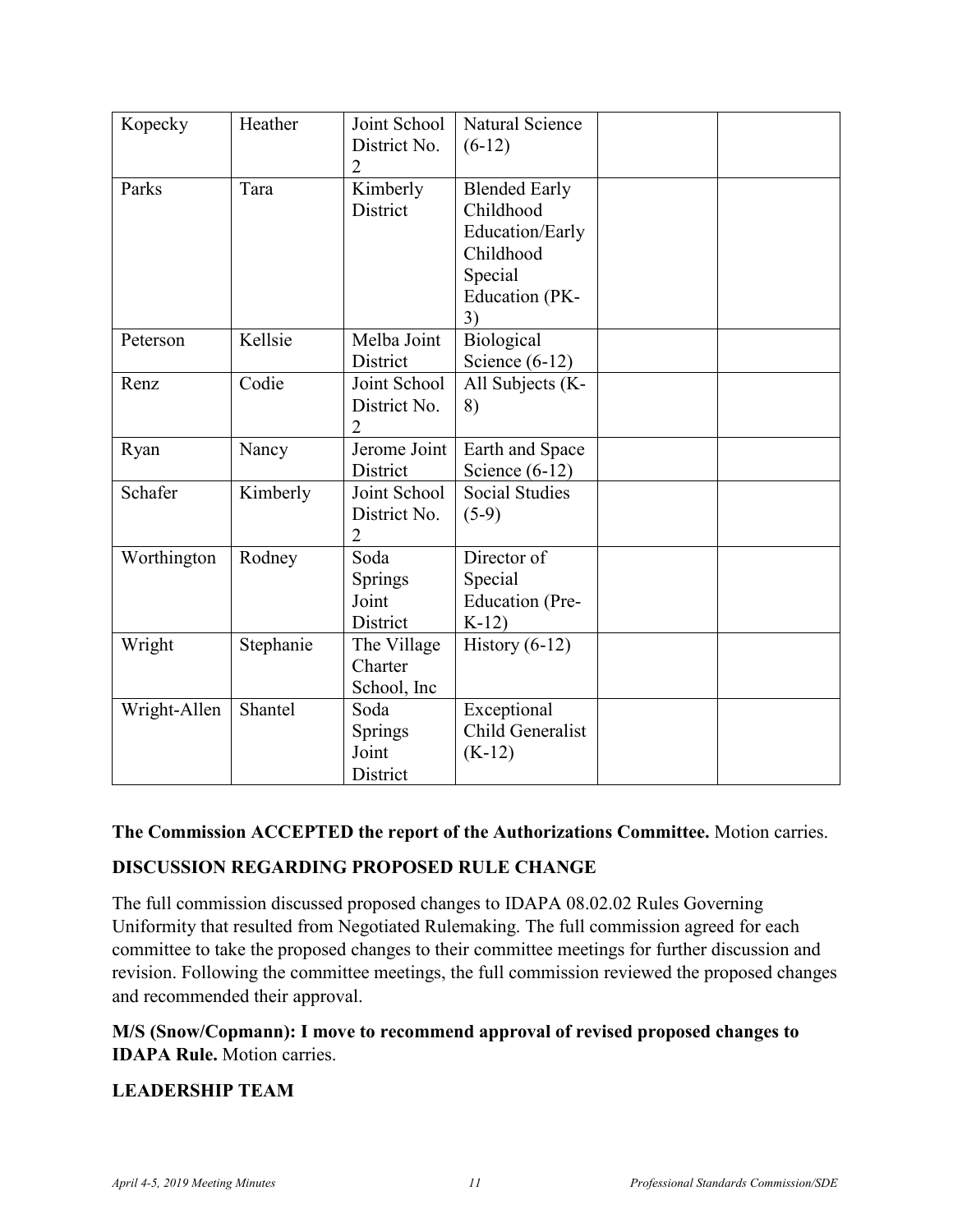| Kopecky | Heather | Joint School District No. 2 | Natural Science (6-12) | | |
|---|---|---|---|---|---|
| Parks | Tara | Kimberly District | Blended Early Childhood Education/Early Childhood Special Education (PK-3) | | |
| Peterson | Kellsie | Melba Joint District | Biological Science (6-12) | | |
| Renz | Codie | Joint School District No. 2 | All Subjects (K-8) | | |
| Ryan | Nancy | Jerome Joint District | Earth and Space Science (6-12) | | |
| Schafer | Kimberly | Joint School District No. 2 | Social Studies (5-9) | | |
| Worthington | Rodney | Soda Springs Joint District | Director of Special Education (Pre-K-12) | | |
| Wright | Stephanie | The Village Charter School, Inc | History (6-12) | | |
| Wright-Allen | Shantel | Soda Springs Joint District | Exceptional Child Generalist (K-12) | | |

**The Commission ACCEPTED the report of the Authorizations Committee.** Motion carries.

**DISCUSSION REGARDING PROPOSED RULE CHANGE**

The full commission discussed proposed changes to IDAPA 08.02.02 Rules Governing Uniformity that resulted from Negotiated Rulemaking. The full commission agreed for each committee to take the proposed changes to their committee meetings for further discussion and revision. Following the committee meetings, the full commission reviewed the proposed changes and recommended their approval.

**M/S (Snow/Copmann): I move to recommend approval of revised proposed changes to IDAPA Rule.** Motion carries.

**LEADERSHIP TEAM**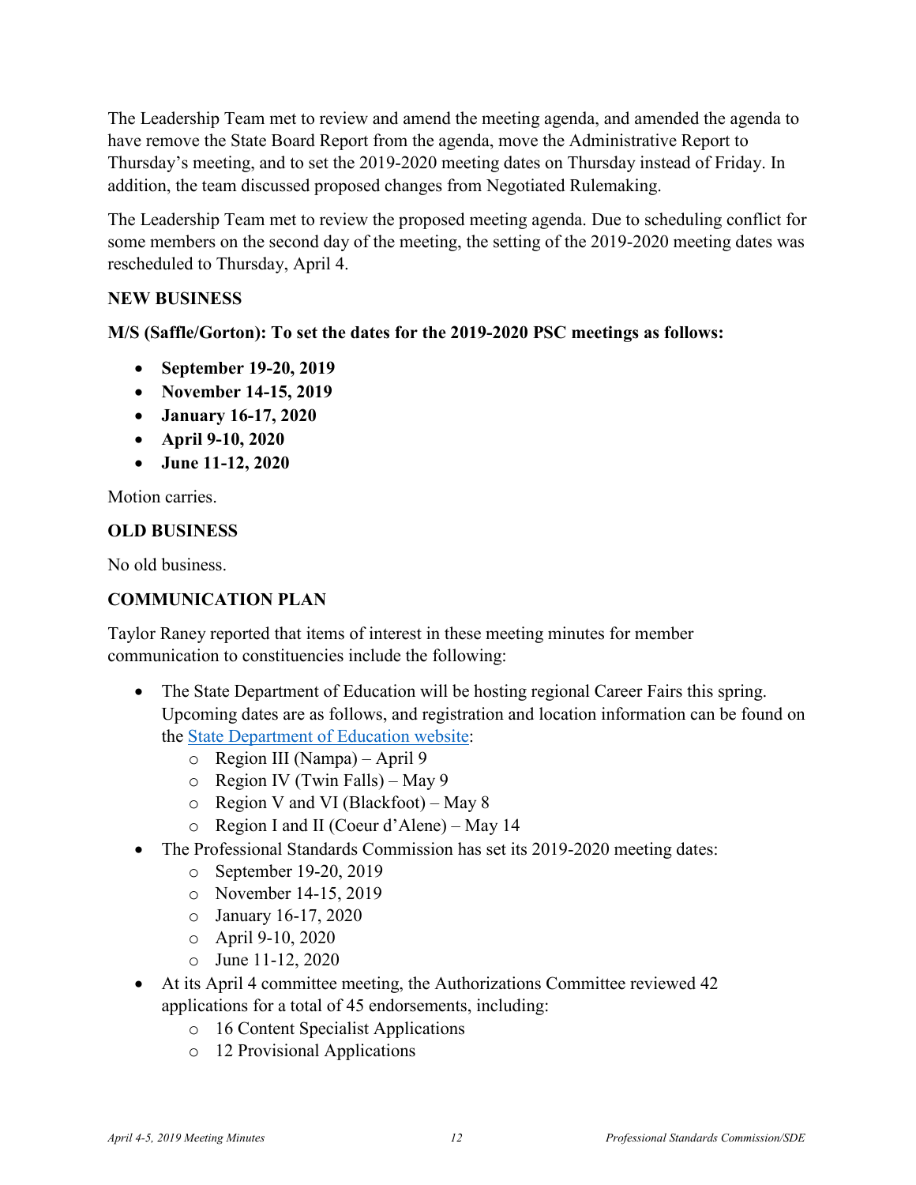The Leadership Team met to review and amend the meeting agenda, and amended the agenda to have remove the State Board Report from the agenda, move the Administrative Report to Thursday's meeting, and to set the 2019-2020 meeting dates on Thursday instead of Friday. In addition, the team discussed proposed changes from Negotiated Rulemaking.

The Leadership Team met to review the proposed meeting agenda. Due to scheduling conflict for some members on the second day of the meeting, the setting of the 2019-2020 meeting dates was rescheduled to Thursday, April 4.

**NEW BUSINESS**

**M/S (Saffle/Gorton): To set the dates for the 2019-2020 PSC meetings as follows:**

- **September 19-20, 2019**
- **November 14-15, 2019**
- **January 16-17, 2020**
- **April 9-10, 2020**
- **June 11-12, 2020**

Motion carries.

**OLD BUSINESS**

No old business.

**COMMUNICATION PLAN**

Taylor Raney reported that items of interest in these meeting minutes for member communication to constituencies include the following:

- The State Department of Education will be hosting regional Career Fairs this spring. Upcoming dates are as follows, and registration and location information can be found on the State Department of Education website:
  - Region III (Nampa) – April 9
  - Region IV (Twin Falls) – May 9
  - Region V and VI (Blackfoot) – May 8
  - Region I and II (Coeur d'Alene) – May 14
- The Professional Standards Commission has set its 2019-2020 meeting dates:
  - September 19-20, 2019
  - November 14-15, 2019
  - January 16-17, 2020
  - April 9-10, 2020
  - June 11-12, 2020
- At its April 4 committee meeting, the Authorizations Committee reviewed 42 applications for a total of 45 endorsements, including:
  - 16 Content Specialist Applications
  - 12 Provisional Applications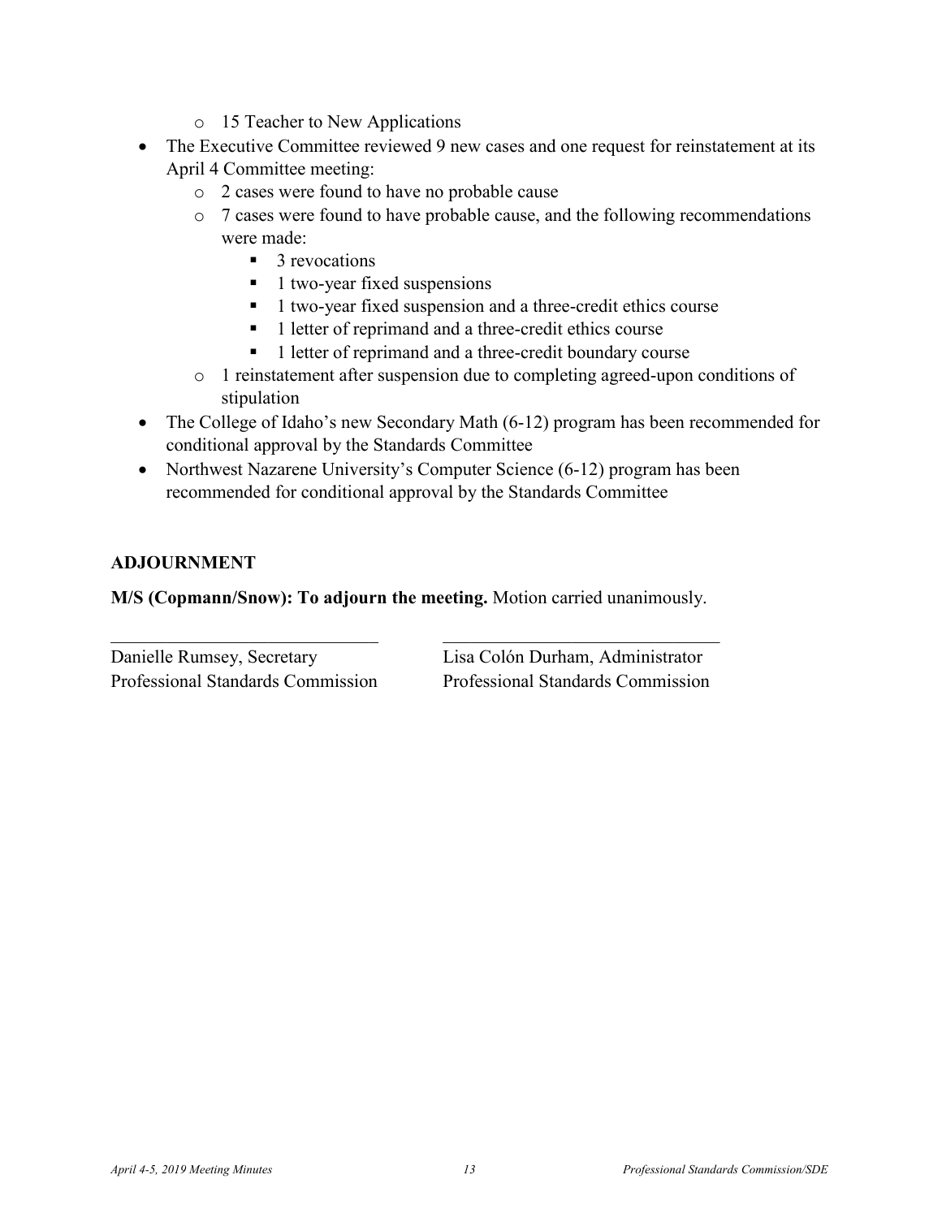- 15 Teacher to New Applications
- The Executive Committee reviewed 9 new cases and one request for reinstatement at its April 4 Committee meeting:
  - 2 cases were found to have no probable cause
  - 7 cases were found to have probable cause, and the following recommendations were made:
    - 3 revocations
    - 1 two-year fixed suspensions
    - 1 two-year fixed suspension and a three-credit ethics course
    - 1 letter of reprimand and a three-credit ethics course
    - 1 letter of reprimand and a three-credit boundary course
  - 1 reinstatement after suspension due to completing agreed-upon conditions of stipulation
- The College of Idaho's new Secondary Math (6-12) program has been recommended for conditional approval by the Standards Committee
- Northwest Nazarene University's Computer Science (6-12) program has been recommended for conditional approval by the Standards Committee

**ADJOURNMENT**

**M/S (Copmann/Snow): To adjourn the meeting.** Motion carried unanimously.

\_\_\_\_\_\_\_\_\_\_\_\_\_\_\_\_\_\_\_\_\_\_\_\_\_\_\_\_\_\_
Danielle Rumsey, Secretary
Professional Standards Commission

\_\_\_\_\_\_\_\_\_\_\_\_\_\_\_\_\_\_\_\_\_\_\_\_\_\_\_\_\_\_
Lisa Colón Durham, Administrator
Professional Standards Commission